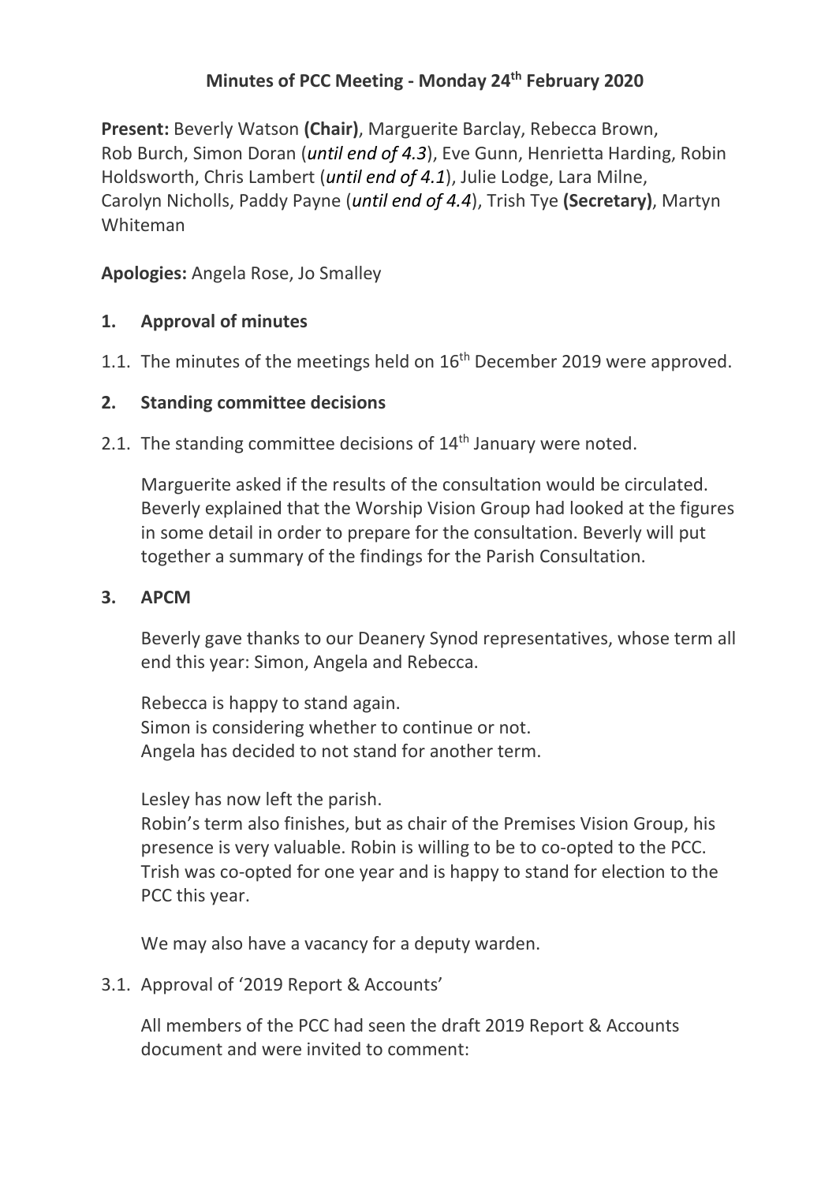# Minutes of PCC Meeting - Monday 24th February 2020

**Present:** Beverly Watson **(Chair)**, Marguerite Barclay, Rebecca Brown, Rob Burch, Simon Doran (***until end of 4.3***), Eve Gunn, Henrietta Harding, Robin Holdsworth, Chris Lambert (***until end of 4.1***), Julie Lodge, Lara Milne, Carolyn Nicholls, Paddy Payne (***until end of 4.4***), Trish Tye **(Secretary)**, Martyn Whiteman

**Apologies:** Angela Rose, Jo Smalley

## 1. Approval of minutes

1.1. The minutes of the meetings held on 16th December 2019 were approved.

## 2. Standing committee decisions

2.1. The standing committee decisions of 14th January were noted.

Marguerite asked if the results of the consultation would be circulated. Beverly explained that the Worship Vision Group had looked at the figures in some detail in order to prepare for the consultation. Beverly will put together a summary of the findings for the Parish Consultation.

## 3. APCM

Beverly gave thanks to our Deanery Synod representatives, whose term all end this year: Simon, Angela and Rebecca.

Rebecca is happy to stand again.
Simon is considering whether to continue or not.
Angela has decided to not stand for another term.

Lesley has now left the parish.
Robin's term also finishes, but as chair of the Premises Vision Group, his presence is very valuable. Robin is willing to be to co-opted to the PCC.
Trish was co-opted for one year and is happy to stand for election to the PCC this year.

We may also have a vacancy for a deputy warden.

3.1. Approval of '2019 Report & Accounts'

All members of the PCC had seen the draft 2019 Report & Accounts document and were invited to comment: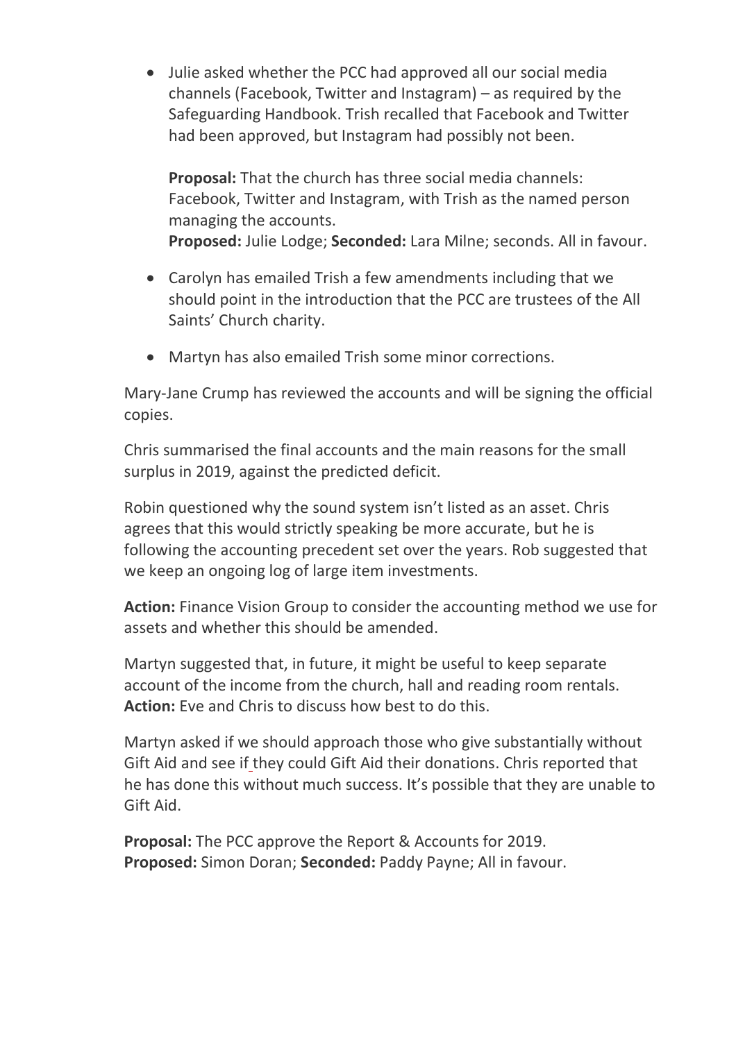- Julie asked whether the PCC had approved all our social media channels (Facebook, Twitter and Instagram) – as required by the Safeguarding Handbook. Trish recalled that Facebook and Twitter had been approved, but Instagram had possibly not been.

  **Proposal:** That the church has three social media channels: Facebook, Twitter and Instagram, with Trish as the named person managing the accounts.
  **Proposed:** Julie Lodge; **Seconded:** Lara Milne; seconds. All in favour.

- Carolyn has emailed Trish a few amendments including that we should point in the introduction that the PCC are trustees of the All Saints' Church charity.

- Martyn has also emailed Trish some minor corrections.

Mary-Jane Crump has reviewed the accounts and will be signing the official copies.

Chris summarised the final accounts and the main reasons for the small surplus in 2019, against the predicted deficit.

Robin questioned why the sound system isn't listed as an asset. Chris agrees that this would strictly speaking be more accurate, but he is following the accounting precedent set over the years. Rob suggested that we keep an ongoing log of large item investments.

**Action:** Finance Vision Group to consider the accounting method we use for assets and whether this should be amended.

Martyn suggested that, in future, it might be useful to keep separate account of the income from the church, hall and reading room rentals.
**Action:** Eve and Chris to discuss how best to do this.

Martyn asked if we should approach those who give substantially without Gift Aid and see if they could Gift Aid their donations. Chris reported that he has done this without much success. It's possible that they are unable to Gift Aid.

**Proposal:** The PCC approve the Report & Accounts for 2019.
**Proposed:** Simon Doran; **Seconded:** Paddy Payne; All in favour.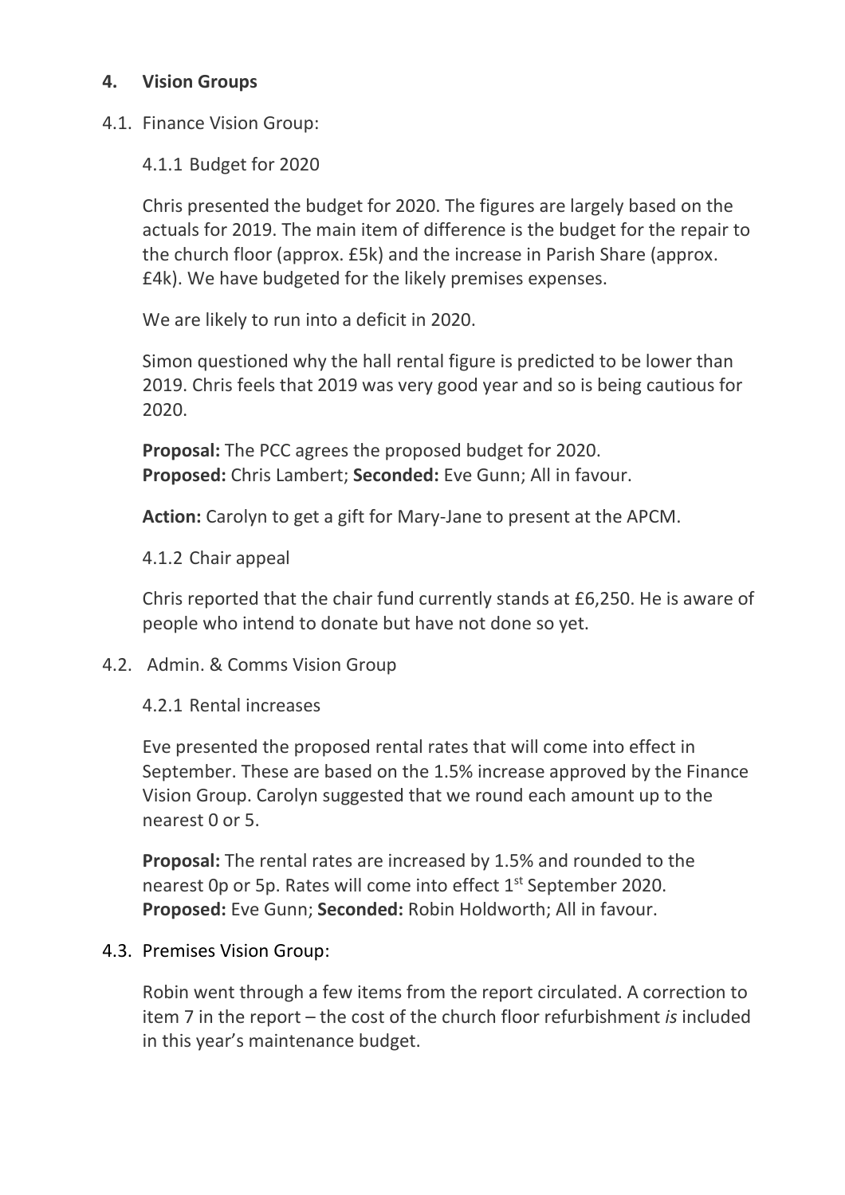## 4. Vision Groups

### 4.1. Finance Vision Group:

#### 4.1.1 Budget for 2020

Chris presented the budget for 2020. The figures are largely based on the actuals for 2019. The main item of difference is the budget for the repair to the church floor (approx. £5k) and the increase in Parish Share (approx. £4k). We have budgeted for the likely premises expenses.

We are likely to run into a deficit in 2020.

Simon questioned why the hall rental figure is predicted to be lower than 2019. Chris feels that 2019 was very good year and so is being cautious for 2020.

**Proposal:** The PCC agrees the proposed budget for 2020.
**Proposed:** Chris Lambert; **Seconded:** Eve Gunn; All in favour.

**Action:** Carolyn to get a gift for Mary-Jane to present at the APCM.

#### 4.1.2 Chair appeal

Chris reported that the chair fund currently stands at £6,250. He is aware of people who intend to donate but have not done so yet.

### 4.2. Admin. & Comms Vision Group

#### 4.2.1 Rental increases

Eve presented the proposed rental rates that will come into effect in September. These are based on the 1.5% increase approved by the Finance Vision Group. Carolyn suggested that we round each amount up to the nearest 0 or 5.

**Proposal:** The rental rates are increased by 1.5% and rounded to the nearest 0p or 5p. Rates will come into effect 1st September 2020.
**Proposed:** Eve Gunn; **Seconded:** Robin Holdworth; All in favour.

### 4.3. Premises Vision Group:

Robin went through a few items from the report circulated. A correction to item 7 in the report – the cost of the church floor refurbishment *is* included in this year's maintenance budget.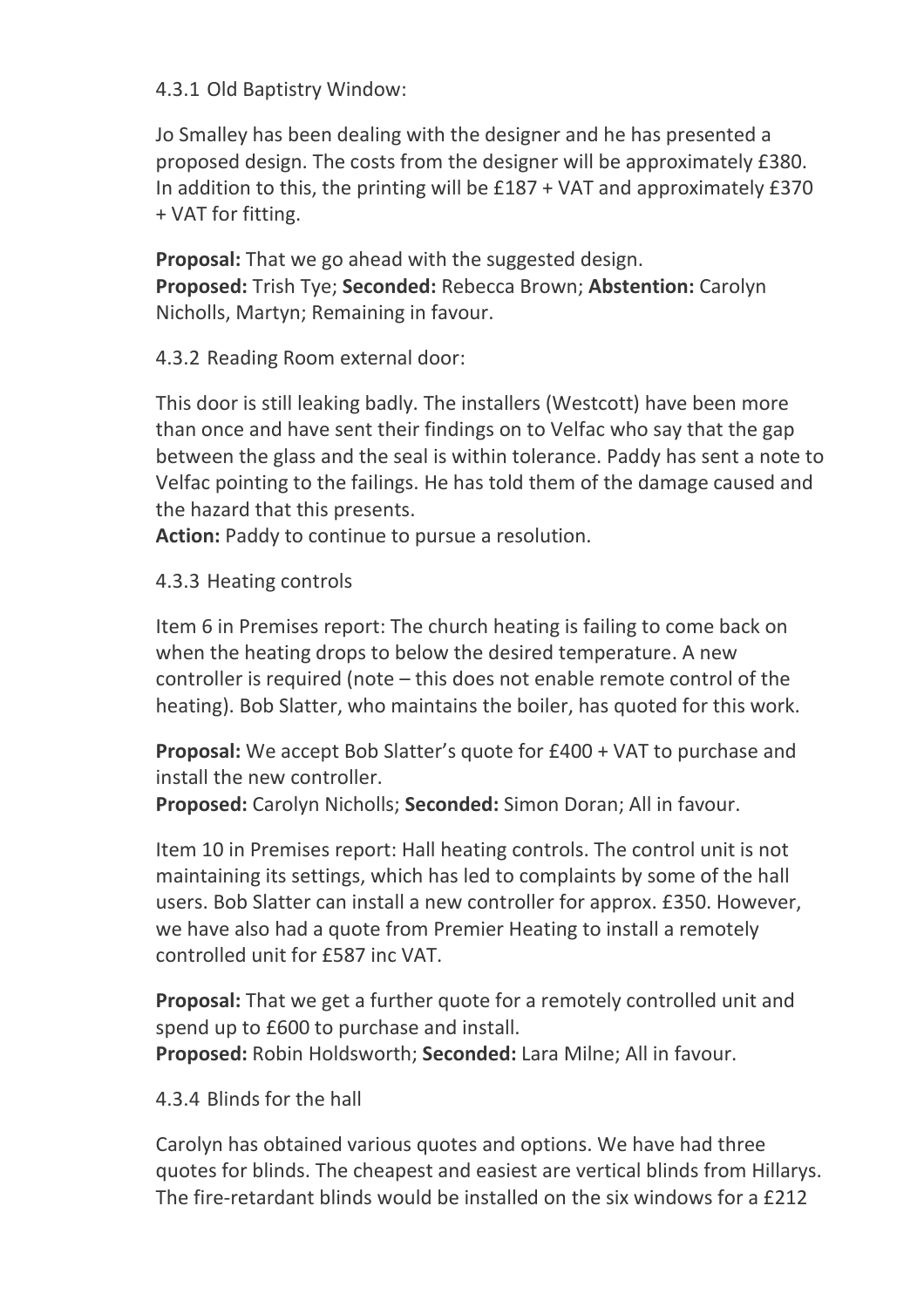4.3.1 Old Baptistry Window:

Jo Smalley has been dealing with the designer and he has presented a proposed design. The costs from the designer will be approximately £380. In addition to this, the printing will be £187 + VAT and approximately £370 + VAT for fitting.

**Proposal:** That we go ahead with the suggested design.
**Proposed:** Trish Tye; **Seconded:** Rebecca Brown; **Abstention:** Carolyn Nicholls, Martyn; Remaining in favour.

4.3.2 Reading Room external door:

This door is still leaking badly. The installers (Westcott) have been more than once and have sent their findings on to Velfac who say that the gap between the glass and the seal is within tolerance. Paddy has sent a note to Velfac pointing to the failings. He has told them of the damage caused and the hazard that this presents.
**Action:** Paddy to continue to pursue a resolution.

4.3.3 Heating controls

Item 6 in Premises report: The church heating is failing to come back on when the heating drops to below the desired temperature. A new controller is required (note – this does not enable remote control of the heating). Bob Slatter, who maintains the boiler, has quoted for this work.

**Proposal:** We accept Bob Slatter's quote for £400 + VAT to purchase and install the new controller.
**Proposed:** Carolyn Nicholls; **Seconded:** Simon Doran; All in favour.

Item 10 in Premises report: Hall heating controls. The control unit is not maintaining its settings, which has led to complaints by some of the hall users. Bob Slatter can install a new controller for approx. £350. However, we have also had a quote from Premier Heating to install a remotely controlled unit for £587 inc VAT.

**Proposal:** That we get a further quote for a remotely controlled unit and spend up to £600 to purchase and install.
**Proposed:** Robin Holdsworth; **Seconded:** Lara Milne; All in favour.

4.3.4 Blinds for the hall

Carolyn has obtained various quotes and options. We have had three quotes for blinds. The cheapest and easiest are vertical blinds from Hillarys. The fire-retardant blinds would be installed on the six windows for a £212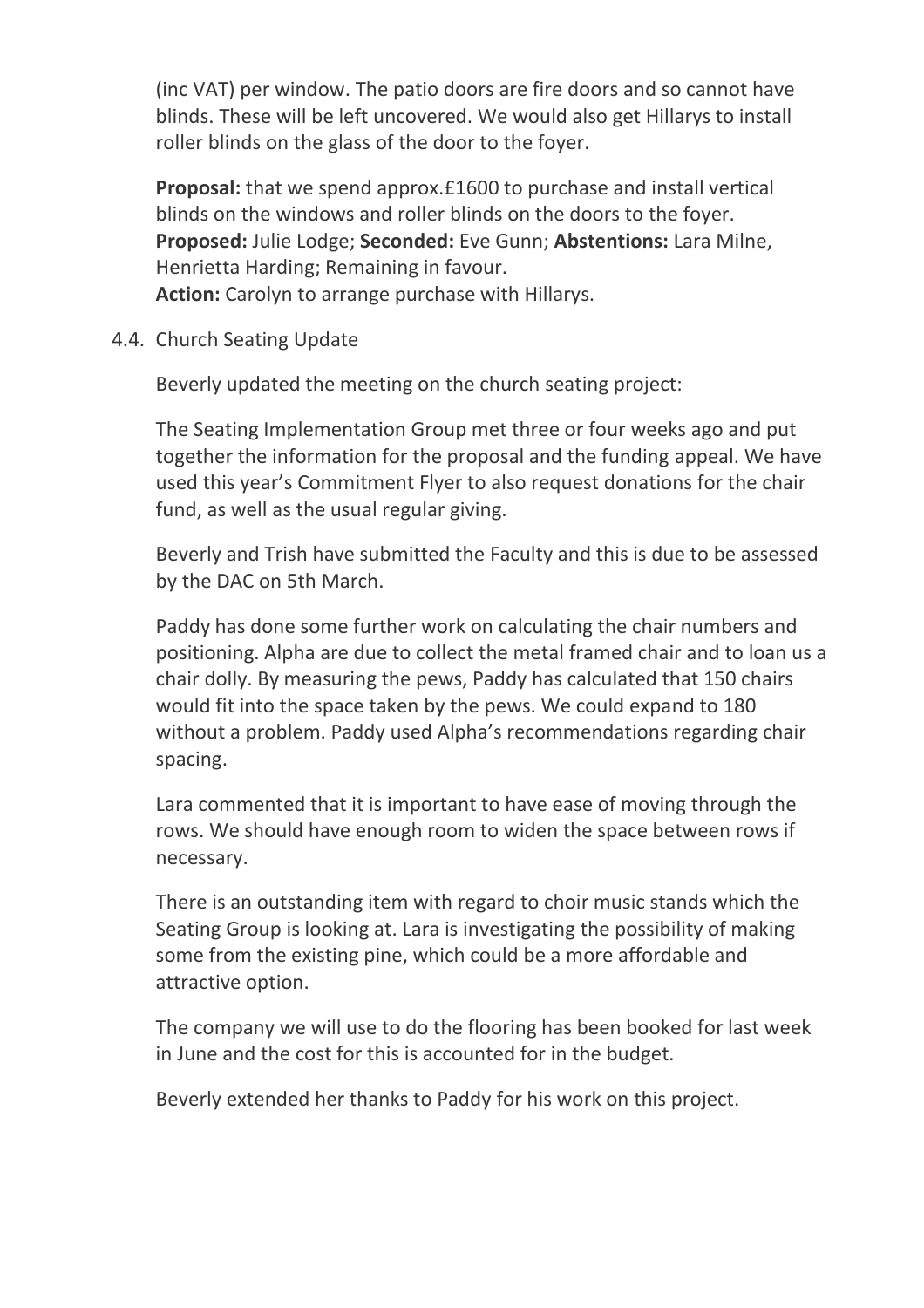(inc VAT) per window. The patio doors are fire doors and so cannot have blinds. These will be left uncovered. We would also get Hillarys to install roller blinds on the glass of the door to the foyer.

**Proposal:** that we spend approx.£1600 to purchase and install vertical blinds on the windows and roller blinds on the doors to the foyer.
**Proposed:** Julie Lodge; **Seconded:** Eve Gunn; **Abstentions:** Lara Milne, Henrietta Harding; Remaining in favour.
**Action:** Carolyn to arrange purchase with Hillarys.

4.4. Church Seating Update

Beverly updated the meeting on the church seating project:

The Seating Implementation Group met three or four weeks ago and put together the information for the proposal and the funding appeal. We have used this year's Commitment Flyer to also request donations for the chair fund, as well as the usual regular giving.

Beverly and Trish have submitted the Faculty and this is due to be assessed by the DAC on 5th March.

Paddy has done some further work on calculating the chair numbers and positioning. Alpha are due to collect the metal framed chair and to loan us a chair dolly. By measuring the pews, Paddy has calculated that 150 chairs would fit into the space taken by the pews. We could expand to 180 without a problem. Paddy used Alpha's recommendations regarding chair spacing.

Lara commented that it is important to have ease of moving through the rows. We should have enough room to widen the space between rows if necessary.

There is an outstanding item with regard to choir music stands which the Seating Group is looking at. Lara is investigating the possibility of making some from the existing pine, which could be a more affordable and attractive option.

The company we will use to do the flooring has been booked for last week in June and the cost for this is accounted for in the budget.

Beverly extended her thanks to Paddy for his work on this project.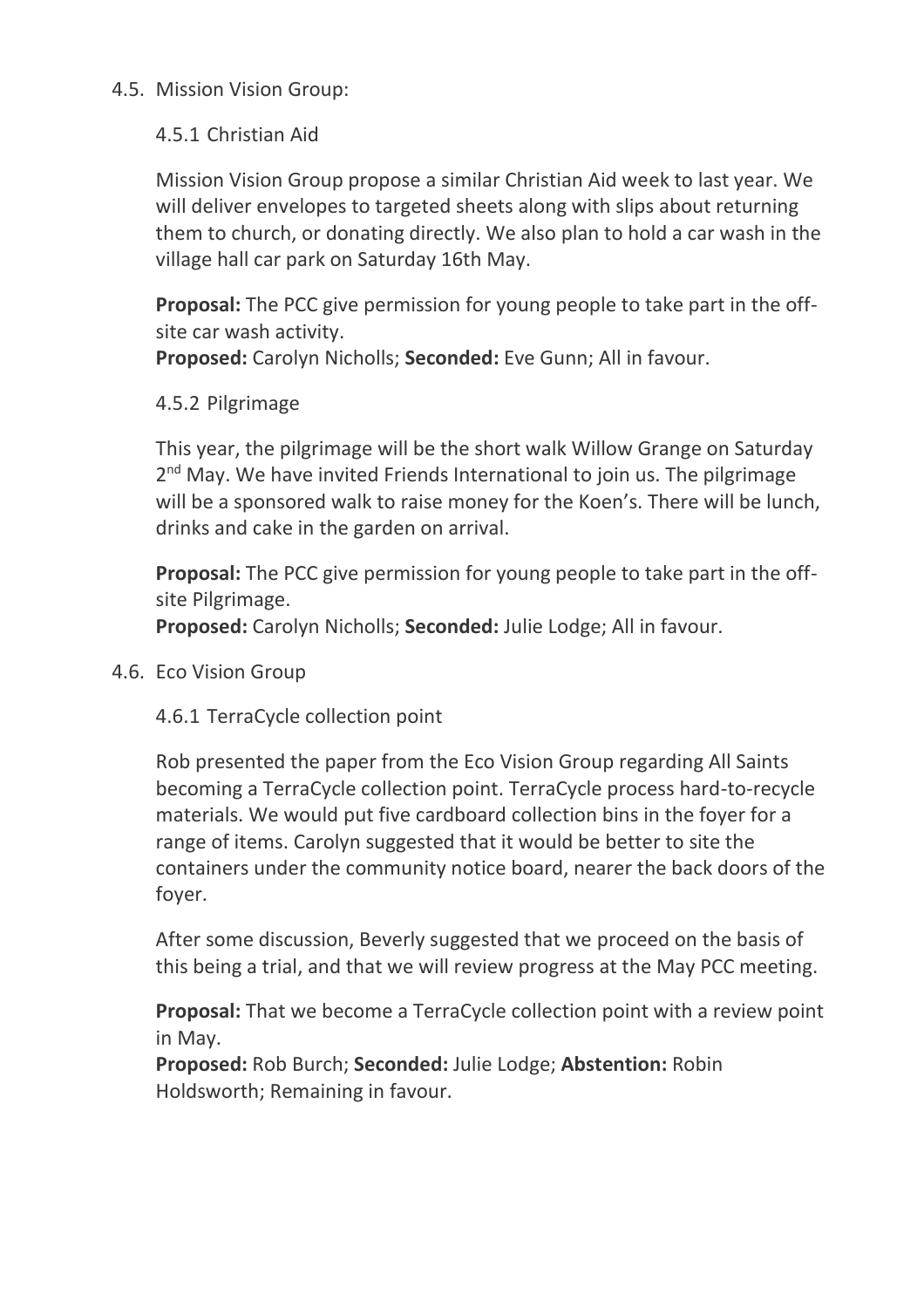## 4.5. Mission Vision Group:

### 4.5.1 Christian Aid

Mission Vision Group propose a similar Christian Aid week to last year. We will deliver envelopes to targeted sheets along with slips about returning them to church, or donating directly. We also plan to hold a car wash in the village hall car park on Saturday 16th May.

**Proposal:** The PCC give permission for young people to take part in the off-site car wash activity.
**Proposed:** Carolyn Nicholls; **Seconded:** Eve Gunn; All in favour.

### 4.5.2 Pilgrimage

This year, the pilgrimage will be the short walk Willow Grange on Saturday 2nd May. We have invited Friends International to join us. The pilgrimage will be a sponsored walk to raise money for the Koen's. There will be lunch, drinks and cake in the garden on arrival.

**Proposal:** The PCC give permission for young people to take part in the off-site Pilgrimage.
**Proposed:** Carolyn Nicholls; **Seconded:** Julie Lodge; All in favour.

## 4.6. Eco Vision Group

### 4.6.1 TerraCycle collection point

Rob presented the paper from the Eco Vision Group regarding All Saints becoming a TerraCycle collection point. TerraCycle process hard-to-recycle materials. We would put five cardboard collection bins in the foyer for a range of items. Carolyn suggested that it would be better to site the containers under the community notice board, nearer the back doors of the foyer.

After some discussion, Beverly suggested that we proceed on the basis of this being a trial, and that we will review progress at the May PCC meeting.

**Proposal:** That we become a TerraCycle collection point with a review point in May.
**Proposed:** Rob Burch; **Seconded:** Julie Lodge; **Abstention:** Robin Holdsworth; Remaining in favour.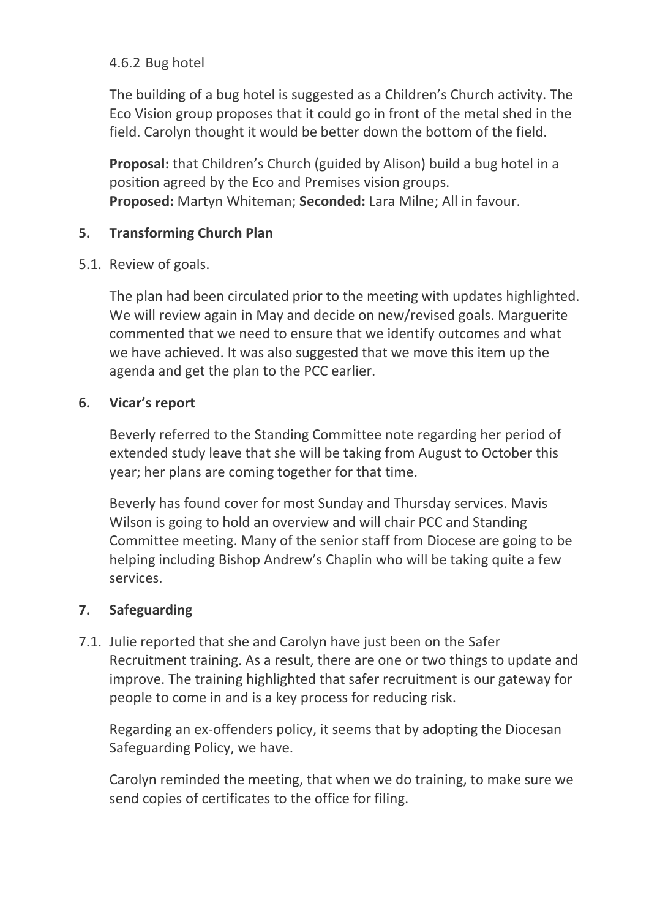#### 4.6.2 Bug hotel

The building of a bug hotel is suggested as a Children's Church activity. The Eco Vision group proposes that it could go in front of the metal shed in the field. Carolyn thought it would be better down the bottom of the field.

**Proposal:** that Children's Church (guided by Alison) build a bug hotel in a position agreed by the Eco and Premises vision groups.
**Proposed:** Martyn Whiteman; **Seconded:** Lara Milne; All in favour.

## 5. Transforming Church Plan

5.1. Review of goals.

The plan had been circulated prior to the meeting with updates highlighted. We will review again in May and decide on new/revised goals. Marguerite commented that we need to ensure that we identify outcomes and what we have achieved. It was also suggested that we move this item up the agenda and get the plan to the PCC earlier.

## 6. Vicar's report

Beverly referred to the Standing Committee note regarding her period of extended study leave that she will be taking from August to October this year; her plans are coming together for that time.

Beverly has found cover for most Sunday and Thursday services. Mavis Wilson is going to hold an overview and will chair PCC and Standing Committee meeting. Many of the senior staff from Diocese are going to be helping including Bishop Andrew's Chaplin who will be taking quite a few services.

## 7. Safeguarding

7.1. Julie reported that she and Carolyn have just been on the Safer Recruitment training. As a result, there are one or two things to update and improve. The training highlighted that safer recruitment is our gateway for people to come in and is a key process for reducing risk.

Regarding an ex-offenders policy, it seems that by adopting the Diocesan Safeguarding Policy, we have.

Carolyn reminded the meeting, that when we do training, to make sure we send copies of certificates to the office for filing.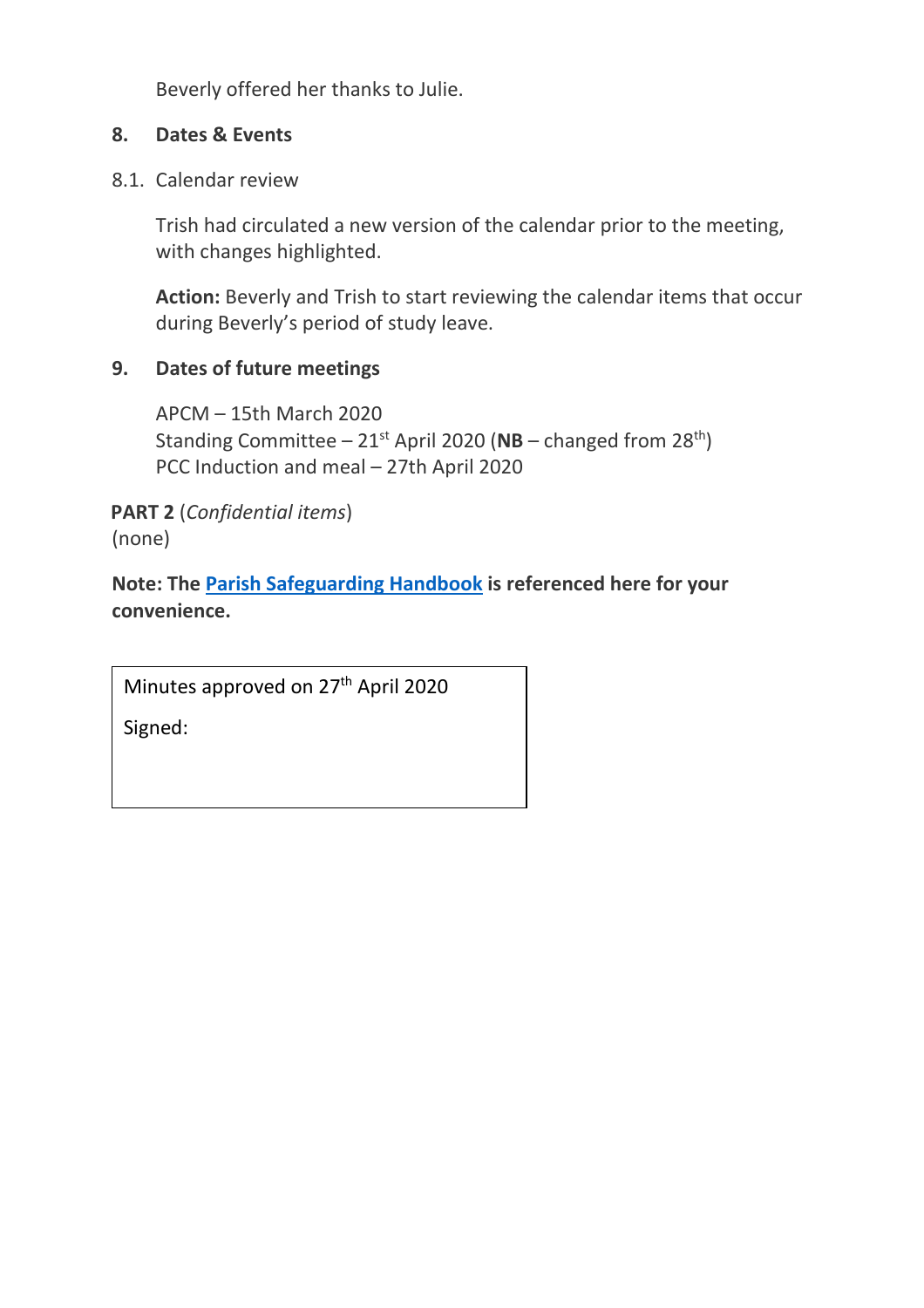Beverly offered her thanks to Julie.

## 8. Dates & Events

8.1. Calendar review

Trish had circulated a new version of the calendar prior to the meeting, with changes highlighted.

**Action:** Beverly and Trish to start reviewing the calendar items that occur during Beverly's period of study leave.

## 9. Dates of future meetings

APCM – 15th March 2020
Standing Committee – 21st April 2020 (**NB** – changed from 28th)
PCC Induction and meal – 27th April 2020

**PART 2** (*Confidential items*)
(none)

**Note: The Parish Safeguarding Handbook is referenced here for your convenience.**

Minutes approved on 27th April 2020

Signed: